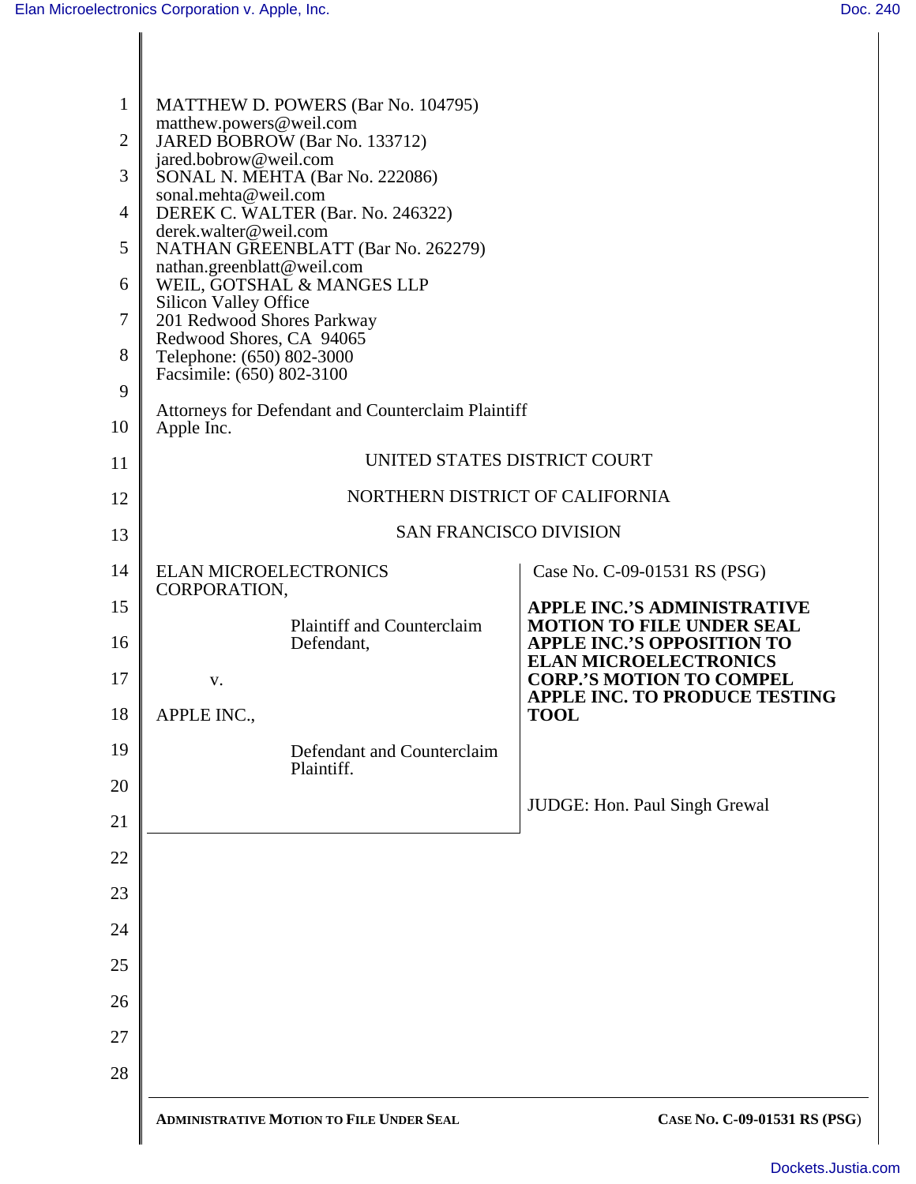MATTHEW D. POWERS (Bar No. 104795)
matthew.powers@weil.com
JARED BOBROW (Bar No. 133712)
jared.bobrow@weil.com
SONAL N. MEHTA (Bar No. 222086)
sonal.mehta@weil.com
DEREK C. WALTER (Bar. No. 246322)
derek.walter@weil.com
NATHAN GREENBLATT (Bar No. 262279)
nathan.greenblatt@weil.com
WEIL, GOTSHAL & MANGES LLP
Silicon Valley Office
201 Redwood Shores Parkway
Redwood Shores, CA 94065
Telephone: (650) 802-3000
Facsimile: (650) 802-3100

Attorneys for Defendant and Counterclaim Plaintiff
Apple Inc.

UNITED STATES DISTRICT COURT

NORTHERN DISTRICT OF CALIFORNIA

SAN FRANCISCO DIVISION

ELAN MICROELECTRONICS CORPORATION,

Plaintiff and Counterclaim Defendant,

v.

APPLE INC.,

Defendant and Counterclaim Plaintiff.

Case No. C-09-01531 RS (PSG)

**APPLE INC.'S ADMINISTRATIVE MOTION TO FILE UNDER SEAL APPLE INC.'S OPPOSITION TO ELAN MICROELECTRONICS CORP.'S MOTION TO COMPEL APPLE INC. TO PRODUCE TESTING TOOL**

JUDGE: Hon. Paul Singh Grewal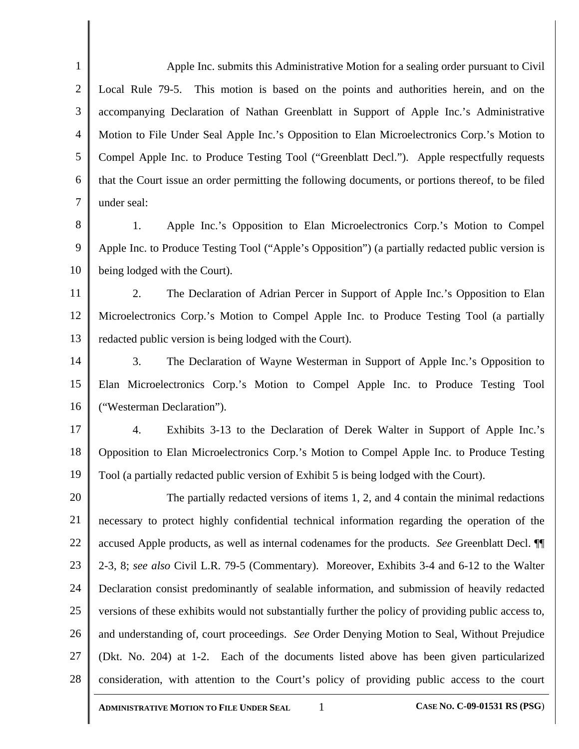Apple Inc. submits this Administrative Motion for a sealing order pursuant to Civil Local Rule 79-5. This motion is based on the points and authorities herein, and on the accompanying Declaration of Nathan Greenblatt in Support of Apple Inc.'s Administrative Motion to File Under Seal Apple Inc.'s Opposition to Elan Microelectronics Corp.'s Motion to Compel Apple Inc. to Produce Testing Tool ("Greenblatt Decl."). Apple respectfully requests that the Court issue an order permitting the following documents, or portions thereof, to be filed under seal:

1. Apple Inc.'s Opposition to Elan Microelectronics Corp.'s Motion to Compel Apple Inc. to Produce Testing Tool ("Apple's Opposition") (a partially redacted public version is being lodged with the Court).

2. The Declaration of Adrian Percer in Support of Apple Inc.'s Opposition to Elan Microelectronics Corp.'s Motion to Compel Apple Inc. to Produce Testing Tool (a partially redacted public version is being lodged with the Court).

3. The Declaration of Wayne Westerman in Support of Apple Inc.'s Opposition to Elan Microelectronics Corp.'s Motion to Compel Apple Inc. to Produce Testing Tool ("Westerman Declaration").

4. Exhibits 3-13 to the Declaration of Derek Walter in Support of Apple Inc.'s Opposition to Elan Microelectronics Corp.'s Motion to Compel Apple Inc. to Produce Testing Tool (a partially redacted public version of Exhibit 5 is being lodged with the Court).

The partially redacted versions of items 1, 2, and 4 contain the minimal redactions necessary to protect highly confidential technical information regarding the operation of the accused Apple products, as well as internal codenames for the products. *See* Greenblatt Decl. ¶¶ 2-3, 8; *see also* Civil L.R. 79-5 (Commentary). Moreover, Exhibits 3-4 and 6-12 to the Walter Declaration consist predominantly of sealable information, and submission of heavily redacted versions of these exhibits would not substantially further the policy of providing public access to, and understanding of, court proceedings. *See* Order Denying Motion to Seal, Without Prejudice (Dkt. No. 204) at 1-2. Each of the documents listed above has been given particularized consideration, with attention to the Court's policy of providing public access to the court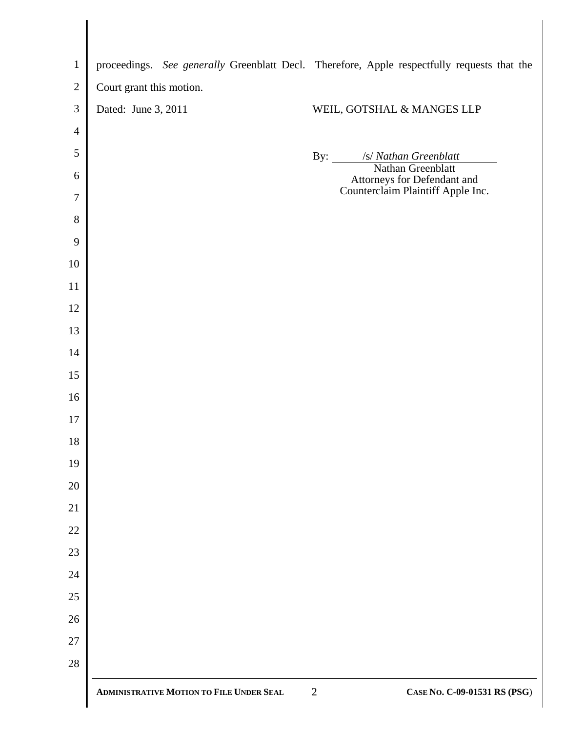proceedings. *See generally* Greenblatt Decl. Therefore, Apple respectfully requests that the Court grant this motion.

Dated: June 3, 2011

WEIL, GOTSHAL & MANGES LLP

By: /s/ *Nathan Greenblatt*
Nathan Greenblatt
Attorneys for Defendant and
Counterclaim Plaintiff Apple Inc.